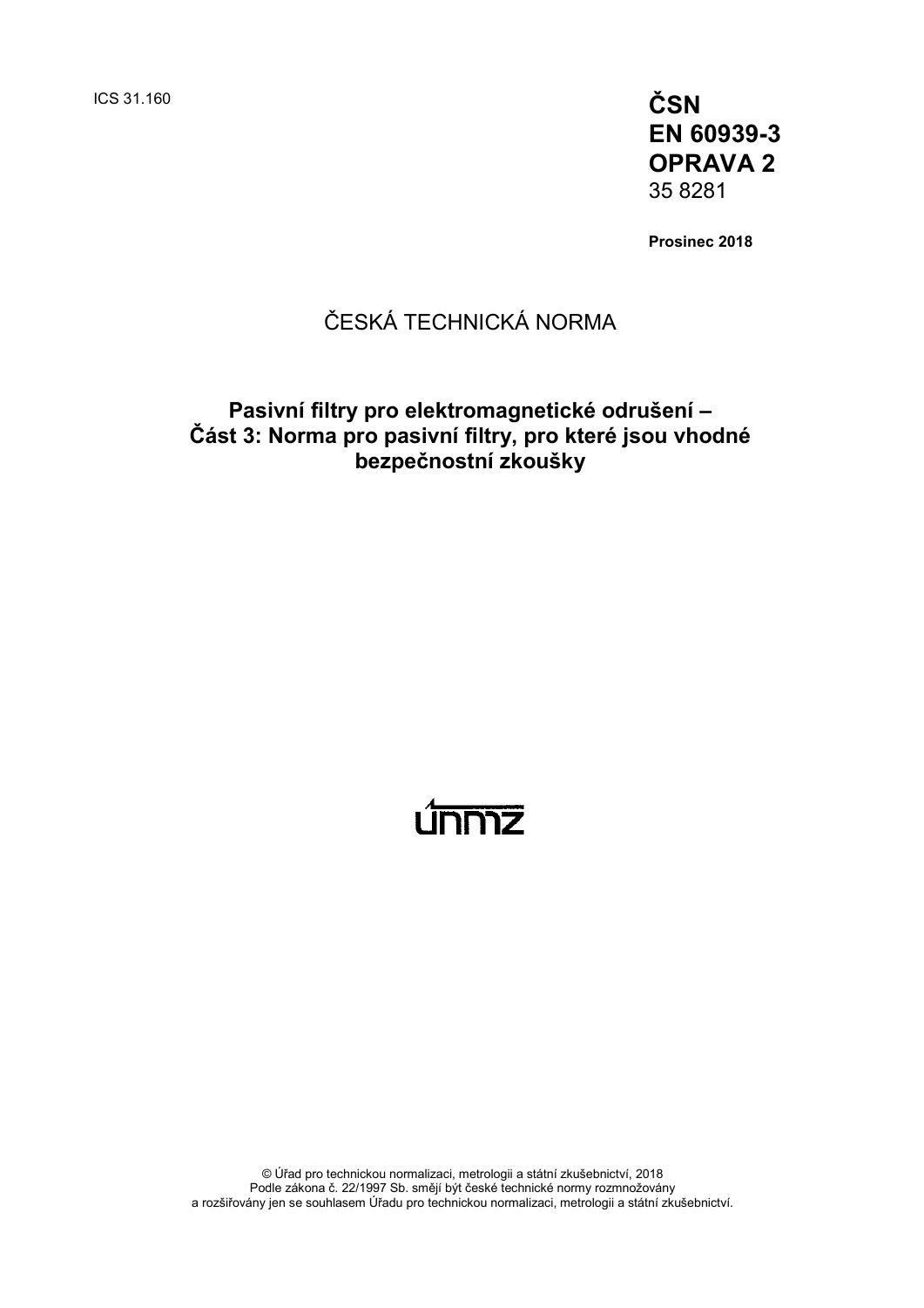ICS 31.160

**ČSN**
**EN 60939-3**
**OPRAVA 2**
35 8281

**Prosinec 2018**

ČESKÁ TECHNICKÁ NORMA

# Pasivní filtry pro elektromagnetické odrušení – Část 3: Norma pro pasivní filtry, pro které jsou vhodné bezpečnostní zkoušky

únmz

© Úřad pro technickou normalizaci, metrologii a státní zkušebnictví, 2018
Podle zákona č. 22/1997 Sb. smějí být české technické normy rozmnožovány
a rozšiřovány jen se souhlasem Úřadu pro technickou normalizaci, metrologii a státní zkušebnictví.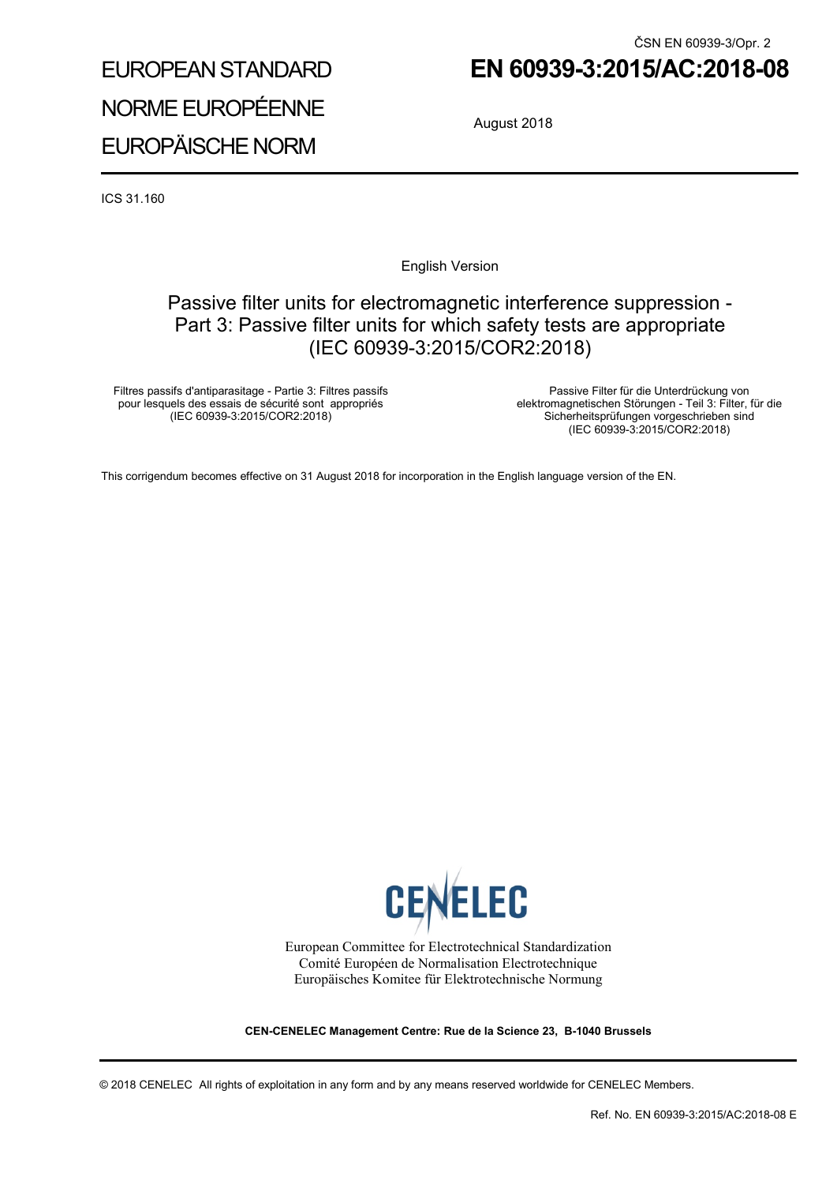ČSN EN 60939-3/Opr. 2

EUROPEAN STANDARD

NORME EUROPÉENNE

EUROPÄISCHE NORM

# EN 60939-3:2015/AC:2018-08

August 2018

ICS 31.160

English Version

## Passive filter units for electromagnetic interference suppression - Part 3: Passive filter units for which safety tests are appropriate (IEC 60939-3:2015/COR2:2018)

Filtres passifs d'antiparasitage - Partie 3: Filtres passifs pour lesquels des essais de sécurité sont appropriés (IEC 60939-3:2015/COR2:2018)

Passive Filter für die Unterdrückung von elektromagnetischen Störungen - Teil 3: Filter, für die Sicherheitsprüfungen vorgeschrieben sind (IEC 60939-3:2015/COR2:2018)

This corrigendum becomes effective on 31 August 2018 for incorporation in the English language version of the EN.

CENELEC

European Committee for Electrotechnical Standardization
Comité Européen de Normalisation Electrotechnique
Europäisches Komitee für Elektrotechnische Normung

**CEN-CENELEC Management Centre: Rue de la Science 23, B-1040 Brussels**

© 2018 CENELEC All rights of exploitation in any form and by any means reserved worldwide for CENELEC Members.

Ref. No. EN 60939-3:2015/AC:2018-08 E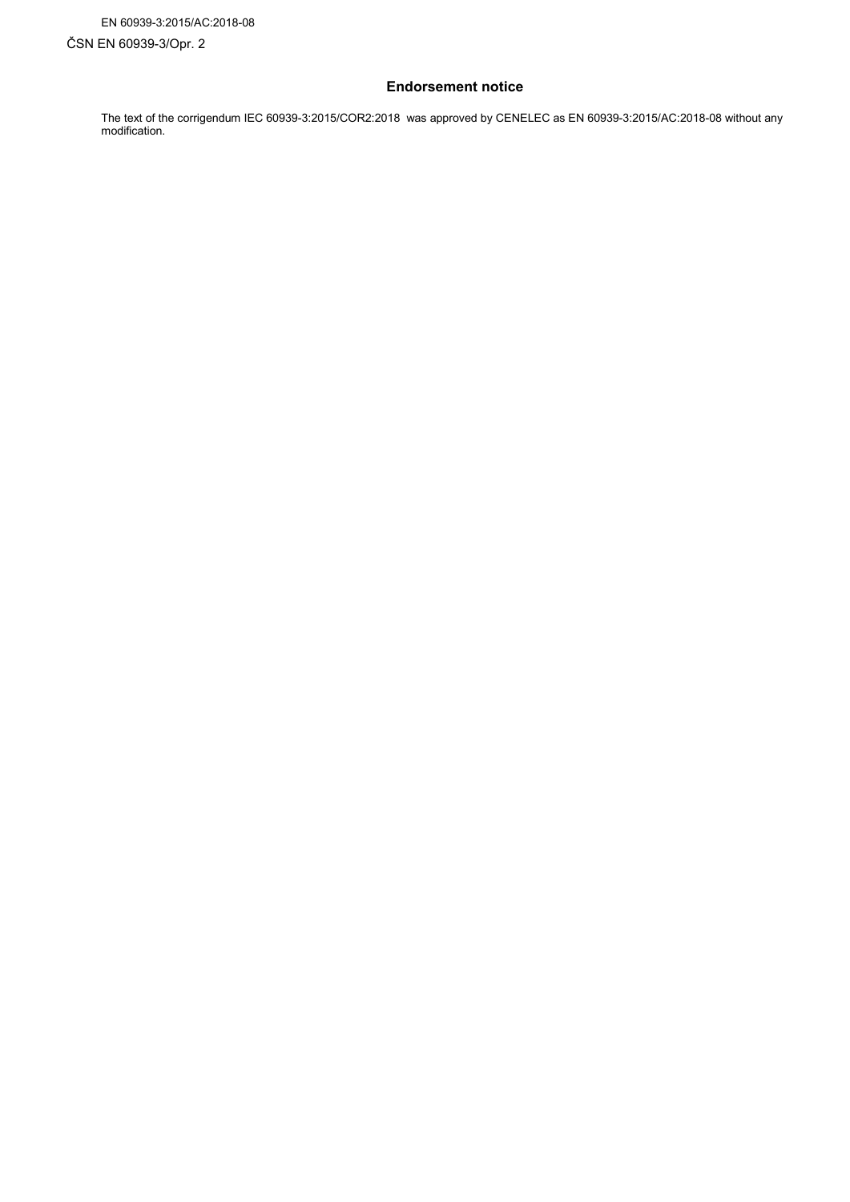## Endorsement notice

The text of the corrigendum IEC 60939-3:2015/COR2:2018 was approved by CENELEC as EN 60939-3:2015/AC:2018-08 without any modification.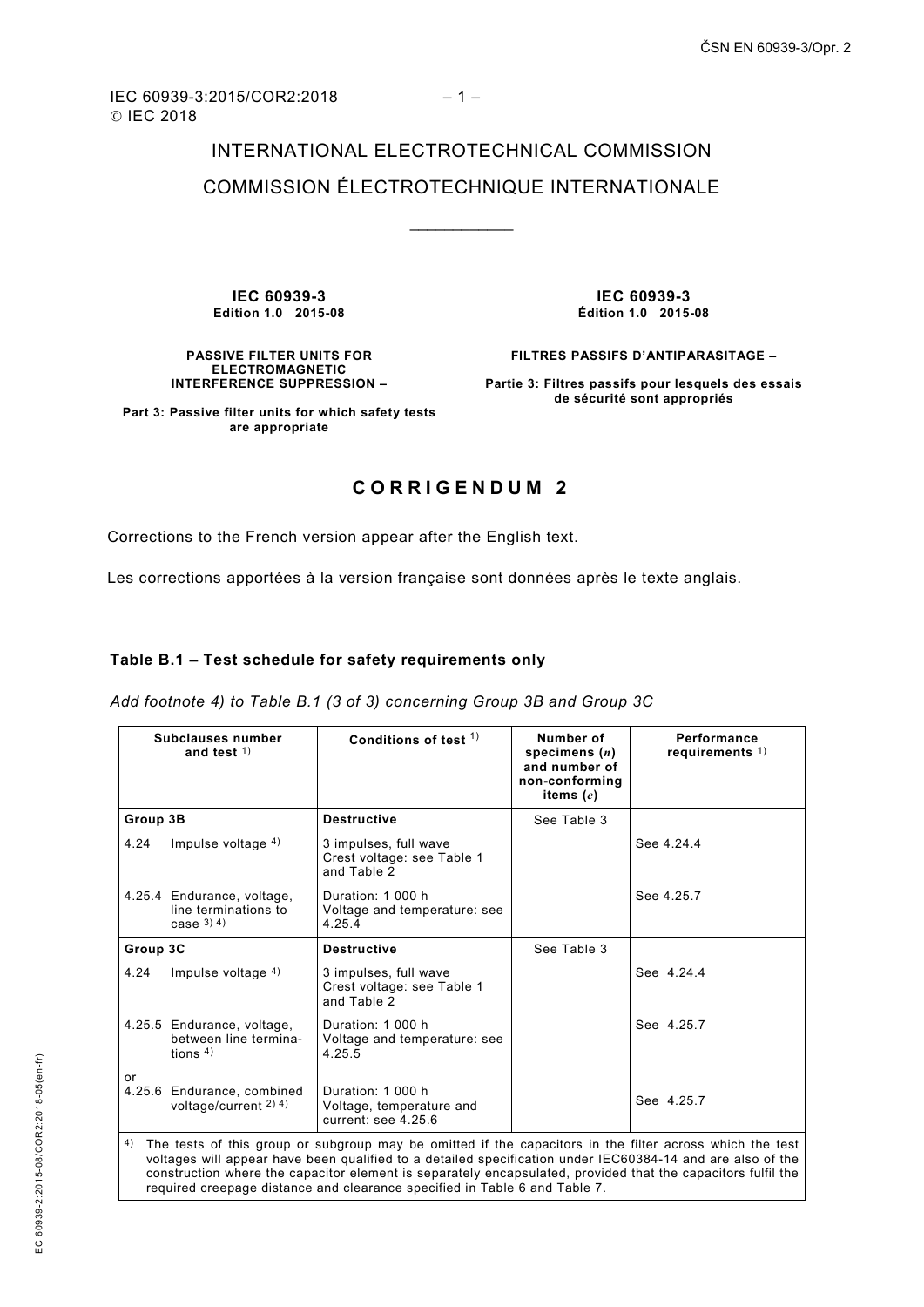IEC 60939-3:2015/COR2:2018
© IEC 2018

INTERNATIONAL ELECTROTECHNICAL COMMISSION

COMMISSION ÉLECTROTECHNIQUE INTERNATIONALE

____________

**IEC 60939-3**
**Edition 1.0 2015-08**

**PASSIVE FILTER UNITS FOR ELECTROMAGNETIC INTERFERENCE SUPPRESSION –**

**Part 3: Passive filter units for which safety tests are appropriate**

**IEC 60939-3**
**Édition 1.0 2015-08**

**FILTRES PASSIFS D'ANTIPARASITAGE –**

**Partie 3: Filtres passifs pour lesquels des essais de sécurité sont appropriés**

# CORRIGENDUM 2

Corrections to the French version appear after the English text.

Les corrections apportées à la version française sont données après le texte anglais.

### Table B.1 – Test schedule for safety requirements only

*Add footnote 4) to Table B.1 (3 of 3) concerning Group 3B and Group 3C*

| Subclauses number and test 1) | Conditions of test 1) | Number of specimens ($n$) and number of non-conforming items ($c$) | Performance requirements 1) |
|---|---|---|---|
| **Group 3B** | **Destructive** | See Table 3 | |
| 4.24 Impulse voltage 4) | 3 impulses, full wave<br>Crest voltage: see Table 1 and Table 2 | | See 4.24.4 |
| 4.25.4 Endurance, voltage, line terminations to case 3) 4) | Duration: 1 000 h<br>Voltage and temperature: see 4.25.4 | | See 4.25.7 |
| **Group 3C** | **Destructive** | See Table 3 | |
| 4.24 Impulse voltage 4) | 3 impulses, full wave<br>Crest voltage: see Table 1 and Table 2 | | See 4.24.4 |
| 4.25.5 Endurance, voltage, between line terminations 4) | Duration: 1 000 h<br>Voltage and temperature: see 4.25.5 | | See 4.25.7 |
| or<br>4.25.6 Endurance, combined voltage/current 2) 4) | Duration: 1 000 h<br>Voltage, temperature and current: see 4.25.6 | | See 4.25.7 |

4) The tests of this group or subgroup may be omitted if the capacitors in the filter across which the test voltages will appear have been qualified to a detailed specification under IEC60384-14 and are also of the construction where the capacitor element is separately encapsulated, provided that the capacitors fulfil the required creepage distance and clearance specified in Table 6 and Table 7.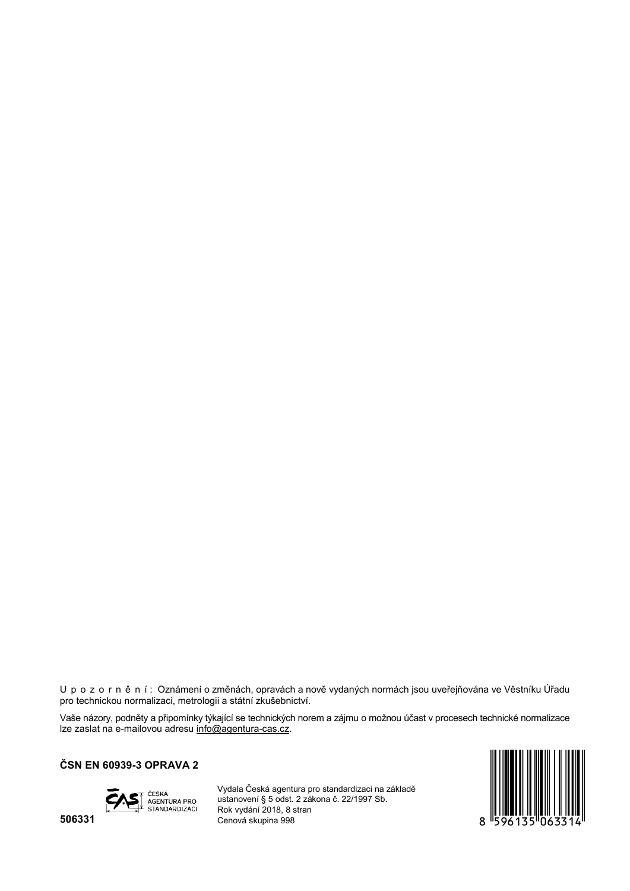U p o z o r n ě n í : Oznámení o změnách, opravách a nově vydaných normách jsou uveřejňována ve Věstníku Úřadu pro technickou normalizaci, metrologii a státní zkušebnictví.

Vaše názory, podněty a připomínky týkající se technických norem a zájmu o možnou účast v procesech technické normalizace lze zaslat na e-mailovou adresu info@agentura-cas.cz.

**ČSN EN 60939-3 OPRAVA 2**

ČESKÁ AGENTURA PRO STANDARDIZACI

**506331**

Vydala Česká agentura pro standardizaci na základě ustanovení § 5 odst. 2 zákona č. 22/1997 Sb.
Rok vydání 2018, 8 stran
Cenová skupina 998

8 596135 063314